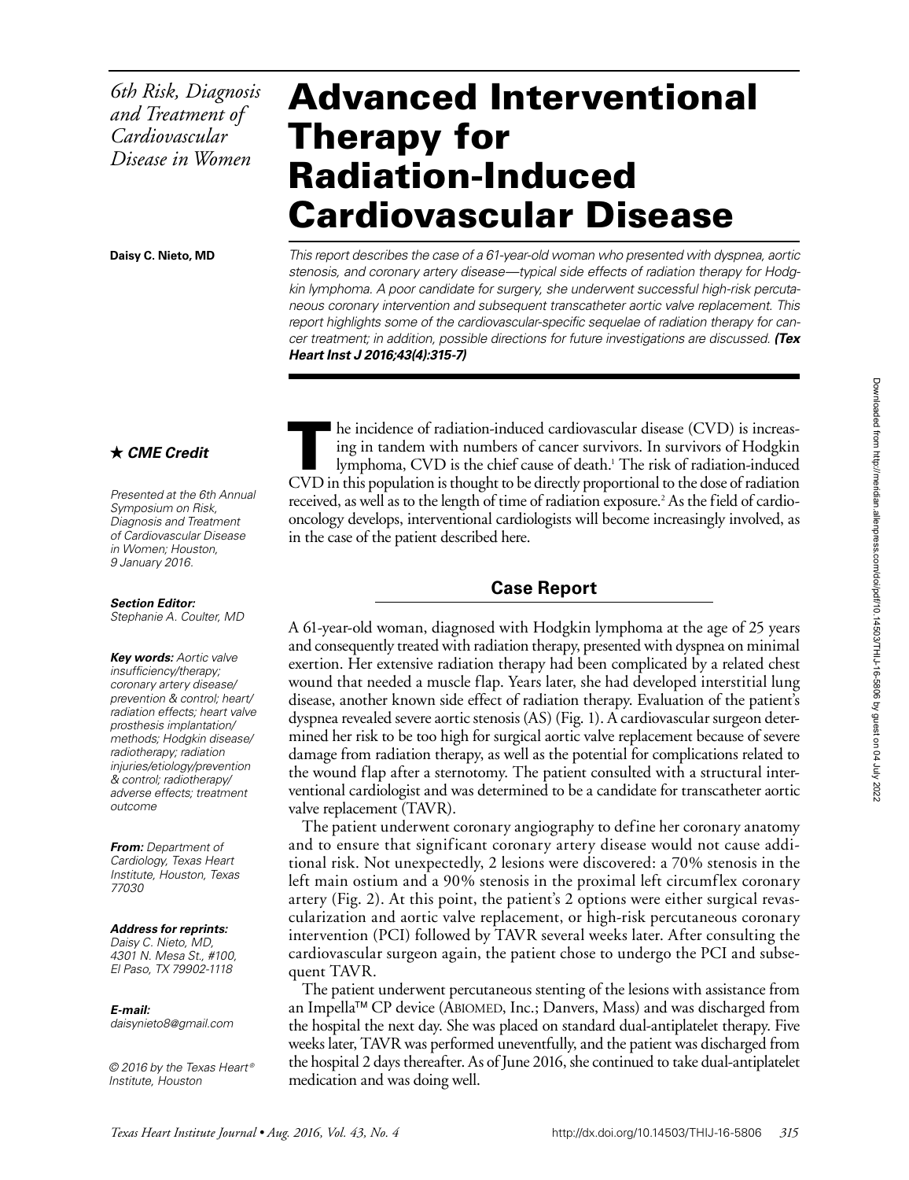*6th Risk, Diagnosis and Treatment of Cardiovascular Disease in Women*

# Advanced Interventional Therapy for Radiation-Induced Cardiovascular Disease

**Daisy C. Nieto, MD**

*This report describes the case of a 61-year-old woman who presented with dyspnea, aortic stenosis, and coronary artery disease—typical side effects of radiation therapy for Hodgkin lymphoma. A poor candidate for surgery, she underwent successful high-risk percutaneous coronary intervention and subsequent transcatheter aortic valve replacement. This report highlights some of the cardiovascular-specific sequelae of radiation therapy for cancer treatment; in addition, possible directions for future investigations are discussed.* ***(Tex Heart Inst J 2016;43(4):315-7)***

★ ***CME Credit***

*Presented at the 6th Annual Symposium on Risk, Diagnosis and Treatment of Cardiovascular Disease in Women; Houston, 9 January 2016.*

***Section Editor:***
*Stephanie A. Coulter, MD*

***Key words:*** *Aortic valve insufficiency/therapy; coronary artery disease/prevention & control; heart/radiation effects; heart valve prosthesis implantation/methods; Hodgkin disease/radiotherapy; radiation injuries/etiology/prevention & control; radiotherapy/adverse effects; treatment outcome*

***From:*** *Department of Cardiology, Texas Heart Institute, Houston, Texas 77030*

***Address for reprints:***
*Daisy C. Nieto, MD, 4301 N. Mesa St., #100, El Paso, TX 79902-1118*

***E-mail:***
*daisynieto8@gmail.com*

*© 2016 by the Texas Heart® Institute, Houston*

The incidence of radiation-induced cardiovascular disease (CVD) is increasing in tandem with numbers of cancer survivors. In survivors of Hodgkin lymphoma, CVD is the chief cause of death.[1] The risk of radiation-induced CVD in this population is thought to be directly proportional to the dose of radiation received, as well as to the length of time of radiation exposure.[2] As the field of cardio-oncology develops, interventional cardiologists will become increasingly involved, as in the case of the patient described here.

## Case Report

A 61-year-old woman, diagnosed with Hodgkin lymphoma at the age of 25 years and consequently treated with radiation therapy, presented with dyspnea on minimal exertion. Her extensive radiation therapy had been complicated by a related chest wound that needed a muscle flap. Years later, she had developed interstitial lung disease, another known side effect of radiation therapy. Evaluation of the patient's dyspnea revealed severe aortic stenosis (AS) (Fig. 1). A cardiovascular surgeon determined her risk to be too high for surgical aortic valve replacement because of severe damage from radiation therapy, as well as the potential for complications related to the wound flap after a sternotomy. The patient consulted with a structural interventional cardiologist and was determined to be a candidate for transcatheter aortic valve replacement (TAVR).

The patient underwent coronary angiography to define her coronary anatomy and to ensure that significant coronary artery disease would not cause additional risk. Not unexpectedly, 2 lesions were discovered: a 70% stenosis in the left main ostium and a 90% stenosis in the proximal left circumflex coronary artery (Fig. 2). At this point, the patient's 2 options were either surgical revascularization and aortic valve replacement, or high-risk percutaneous coronary intervention (PCI) followed by TAVR several weeks later. After consulting the cardiovascular surgeon again, the patient chose to undergo the PCI and subsequent TAVR.

The patient underwent percutaneous stenting of the lesions with assistance from an Impella™ CP device (Abiomed, Inc.; Danvers, Mass) and was discharged from the hospital the next day. She was placed on standard dual-antiplatelet therapy. Five weeks later, TAVR was performed uneventfully, and the patient was discharged from the hospital 2 days thereafter. As of June 2016, she continued to take dual-antiplatelet medication and was doing well.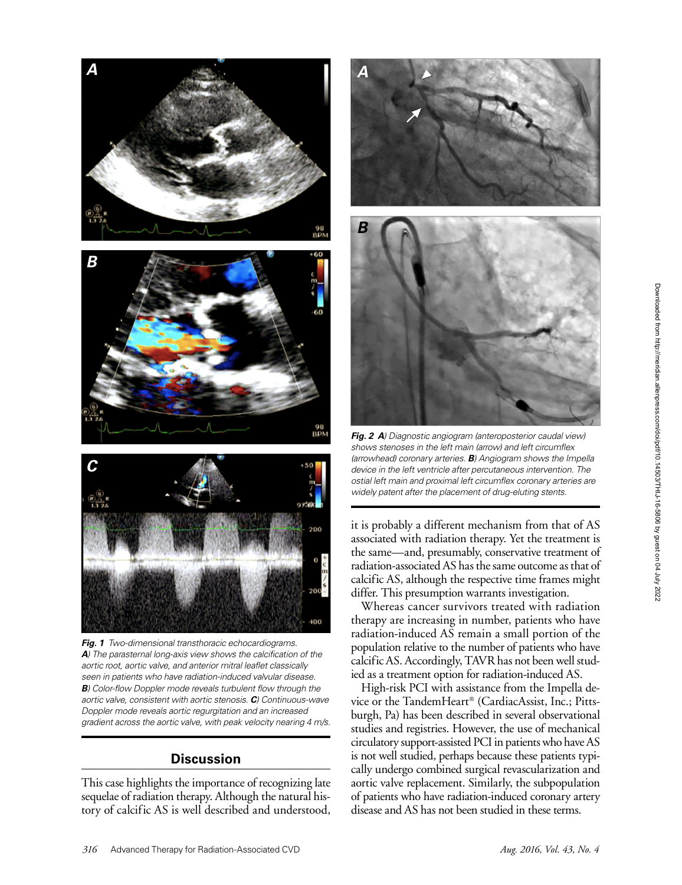*Fig. 1* Two-dimensional transthoracic echocardiograms. ***A***) The parasternal long-axis view shows the calcification of the aortic root, aortic valve, and anterior mitral leaflet classically seen in patients who have radiation-induced valvular disease. ***B***) Color-flow Doppler mode reveals turbulent flow through the aortic valve, consistent with aortic stenosis. ***C***) Continuous-wave Doppler mode reveals aortic regurgitation and an increased gradient across the aortic valve, with peak velocity nearing 4 m/s.

## Discussion

This case highlights the importance of recognizing late sequelae of radiation therapy. Although the natural history of calcific AS is well described and understood, it is probably a different mechanism from that of AS associated with radiation therapy. Yet the treatment is the same—and, presumably, conservative treatment of radiation-associated AS has the same outcome as that of calcific AS, although the respective time frames might differ. This presumption warrants investigation.

Whereas cancer survivors treated with radiation therapy are increasing in number, patients who have radiation-induced AS remain a small portion of the population relative to the number of patients who have calcific AS. Accordingly, TAVR has not been well studied as a treatment option for radiation-induced AS.

High-risk PCI with assistance from the Impella device or the TandemHeart® (CardiacAssist, Inc.; Pittsburgh, Pa) has been described in several observational studies and registries. However, the use of mechanical circulatory support-assisted PCI in patients who have AS is not well studied, perhaps because these patients typically undergo combined surgical revascularization and aortic valve replacement. Similarly, the subpopulation of patients who have radiation-induced coronary artery disease and AS has not been studied in these terms.

*Fig. 2* ***A***) Diagnostic angiogram (anteroposterior caudal view) shows stenoses in the left main (arrow) and left circumflex (arrowhead) coronary arteries. ***B***) Angiogram shows the Impella device in the left ventricle after percutaneous intervention. The ostial left main and proximal left circumflex coronary arteries are widely patent after the placement of drug-eluting stents.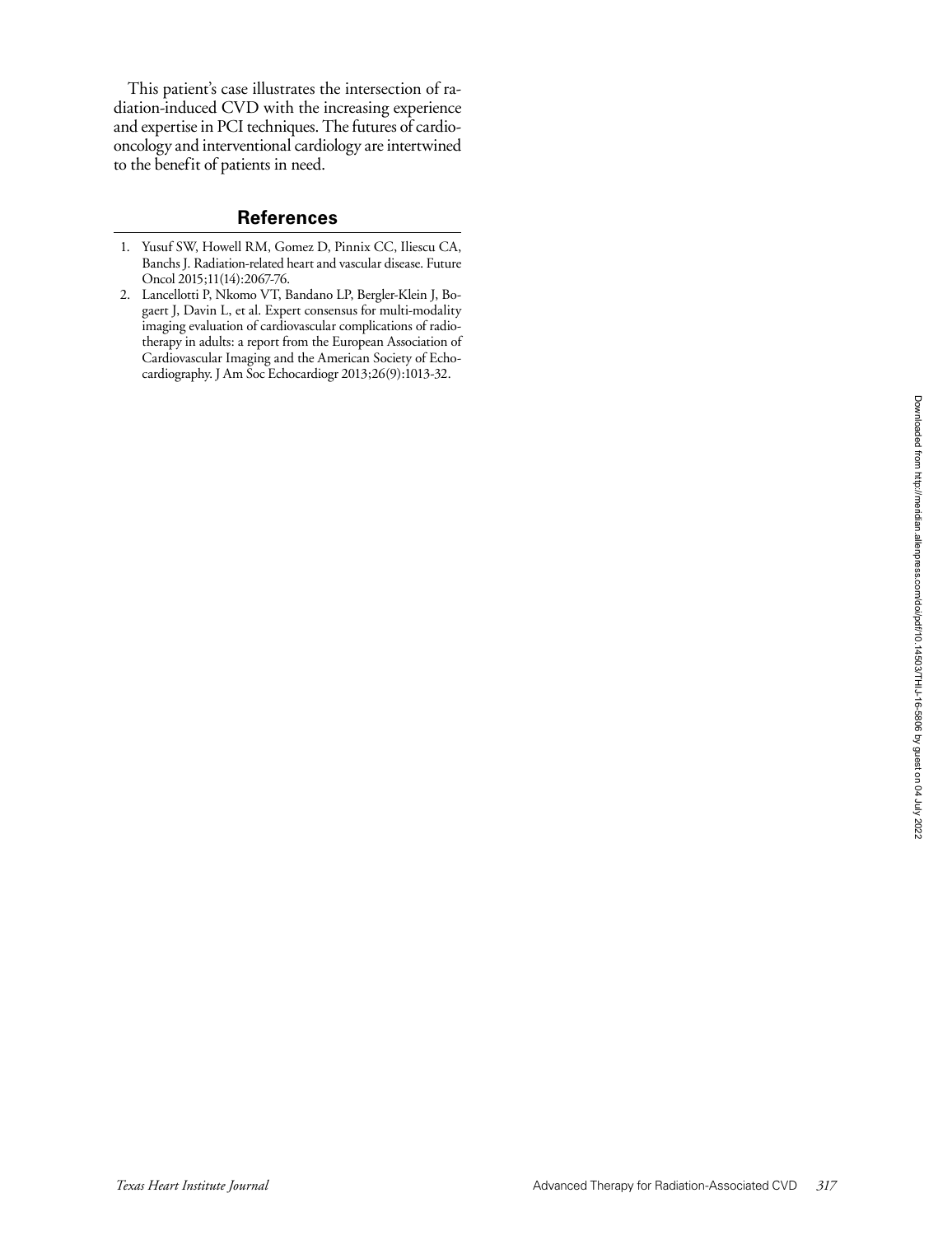This patient's case illustrates the intersection of radiation-induced CVD with the increasing experience and expertise in PCI techniques. The futures of cardio-oncology and interventional cardiology are intertwined to the benefit of patients in need.

## References

1. Yusuf SW, Howell RM, Gomez D, Pinnix CC, Iliescu CA, Banchs J. Radiation-related heart and vascular disease. Future Oncol 2015;11(14):2067-76.
2. Lancellotti P, Nkomo VT, Bandano LP, Bergler-Klein J, Bogaert J, Davin L, et al. Expert consensus for multi-modality imaging evaluation of cardiovascular complications of radiotherapy in adults: a report from the European Association of Cardiovascular Imaging and the American Society of Echocardiography. J Am Soc Echocardiogr 2013;26(9):1013-32.